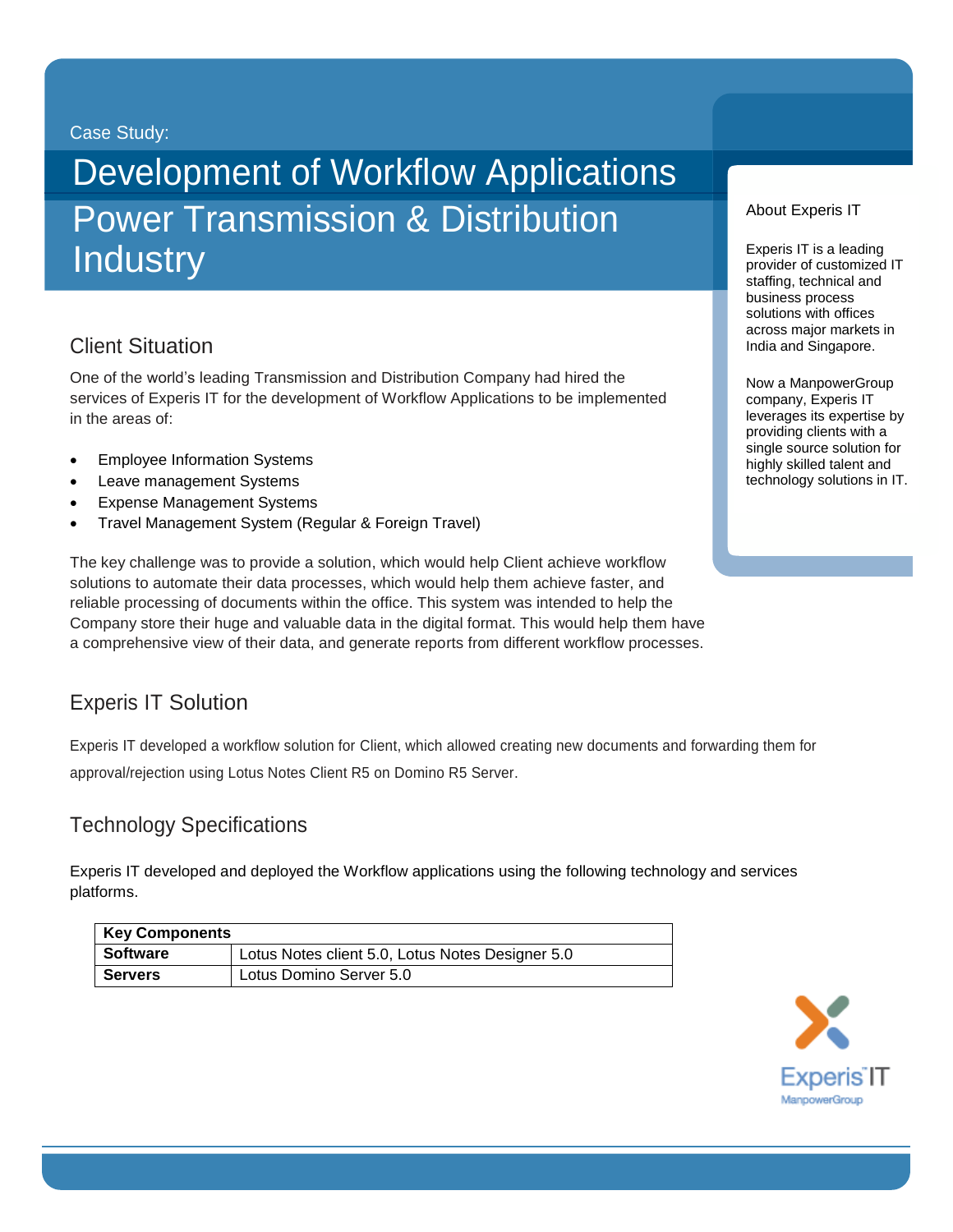Case Study:

# Development of Workflow Applications Power Transmission & Distribution Industry

## Client Situation

One of the world's leading Transmission and Distribution Company had hired the services of Experis IT for the development of Workflow Applications to be implemented in the areas of:

- Employee Information Systems
- Leave management Systems
- Expense Management Systems
- Travel Management System (Regular & Foreign Travel)

The key challenge was to provide a solution, which would help Client achieve workflow solutions to automate their data processes, which would help them achieve faster, and reliable processing of documents within the office. This system was intended to help the Company store their huge and valuable data in the digital format. This would help them have a comprehensive view of their data, and generate reports from different workflow processes.

## Experis IT Solution

Experis IT developed a workflow solution for Client, which allowed creating new documents and forwarding them for approval/rejection using Lotus Notes Client R5 on Domino R5 Server.

## Technology Specifications

Experis IT developed and deployed the Workflow applications using the following technology and services platforms.

| **Key Components** | |
|---|---|
| **Software** | Lotus Notes client 5.0, Lotus Notes Designer 5.0 |
| **Servers** | Lotus Domino Server 5.0 |

### About Experis IT

Experis IT is a leading provider of customized IT staffing, technical and business process solutions with offices across major markets in India and Singapore.

Now a ManpowerGroup company, Experis IT leverages its expertise by providing clients with a single source solution for highly skilled talent and technology solutions in IT.

Experis IT
ManpowerGroup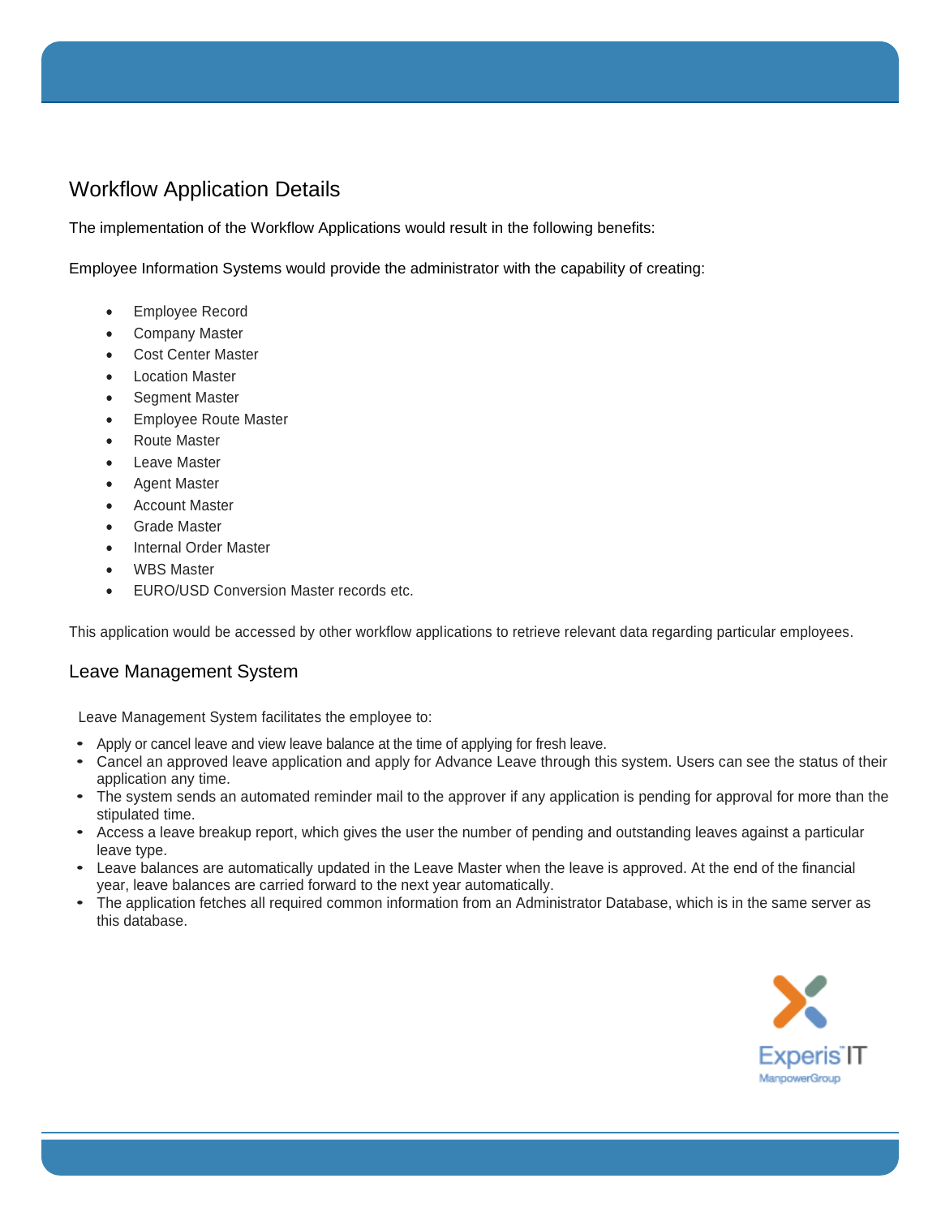## Workflow Application Details

The implementation of the Workflow Applications would result in the following benefits:

Employee Information Systems would provide the administrator with the capability of creating:

- Employee Record
- Company Master
- Cost Center Master
- Location Master
- Segment Master
- Employee Route Master
- Route Master
- Leave Master
- Agent Master
- Account Master
- Grade Master
- Internal Order Master
- WBS Master
- EURO/USD Conversion Master records etc.

This application would be accessed by other workflow applications to retrieve relevant data regarding particular employees.

### Leave Management System

Leave Management System facilitates the employee to:

- Apply or cancel leave and view leave balance at the time of applying for fresh leave.
- Cancel an approved leave application and apply for Advance Leave through this system. Users can see the status of their application any time.
- The system sends an automated reminder mail to the approver if any application is pending for approval for more than the stipulated time.
- Access a leave breakup report, which gives the user the number of pending and outstanding leaves against a particular leave type.
- Leave balances are automatically updated in the Leave Master when the leave is approved. At the end of the financial year, leave balances are carried forward to the next year automatically.
- The application fetches all required common information from an Administrator Database, which is in the same server as this database.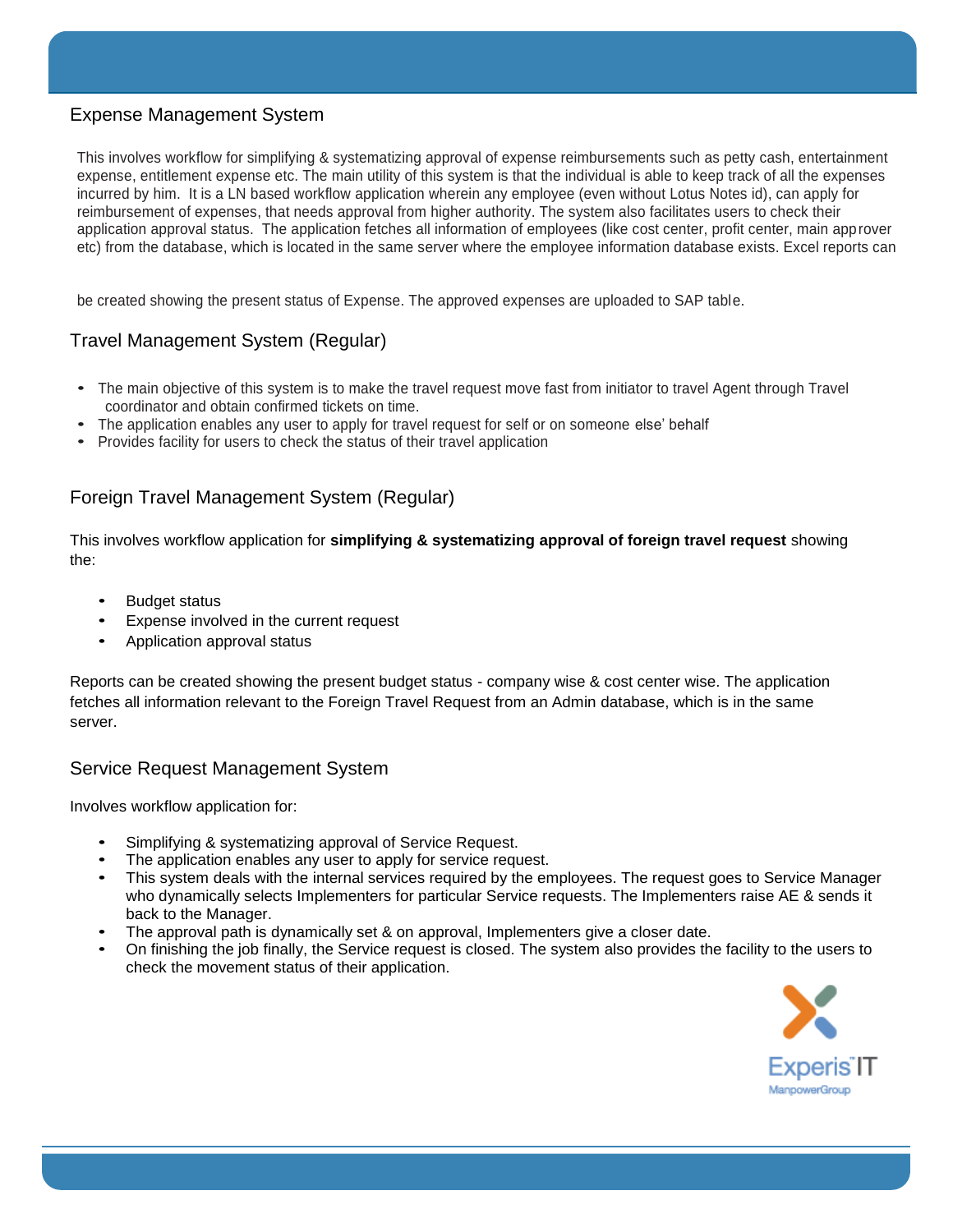## Expense Management System

This involves workflow for simplifying & systematizing approval of expense reimbursements such as petty cash, entertainment expense, entitlement expense etc. The main utility of this system is that the individual is able to keep track of all the expenses incurred by him. It is a LN based workflow application wherein any employee (even without Lotus Notes id), can apply for reimbursement of expenses, that needs approval from higher authority. The system also facilitates users to check their application approval status. The application fetches all information of employees (like cost center, profit center, main approver etc) from the database, which is located in the same server where the employee information database exists. Excel reports can be created showing the present status of Expense. The approved expenses are uploaded to SAP table.

## Travel Management System (Regular)

- The main objective of this system is to make the travel request move fast from initiator to travel Agent through Travel coordinator and obtain confirmed tickets on time.
- The application enables any user to apply for travel request for self or on someone else' behalf
- Provides facility for users to check the status of their travel application

## Foreign Travel Management System (Regular)

This involves workflow application for **simplifying & systematizing approval of foreign travel request** showing the:

- Budget status
- Expense involved in the current request
- Application approval status

Reports can be created showing the present budget status - company wise & cost center wise. The application fetches all information relevant to the Foreign Travel Request from an Admin database, which is in the same server.

## Service Request Management System

Involves workflow application for:

- Simplifying & systematizing approval of Service Request.
- The application enables any user to apply for service request.
- This system deals with the internal services required by the employees. The request goes to Service Manager who dynamically selects Implementers for particular Service requests. The Implementers raise AE & sends it back to the Manager.
- The approval path is dynamically set & on approval, Implementers give a closer date.
- On finishing the job finally, the Service request is closed. The system also provides the facility to the users to check the movement status of their application.

Experis IT
ManpowerGroup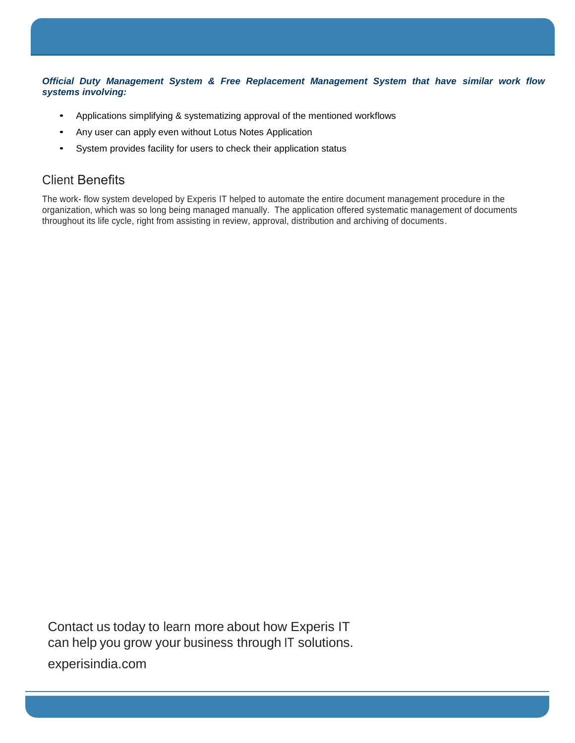***Official Duty Management System & Free Replacement Management System that have similar work flow systems involving:***

- Applications simplifying & systematizing approval of the mentioned workflows
- Any user can apply even without Lotus Notes Application
- System provides facility for users to check their application status

## Client Benefits

The work- flow system developed by Experis IT helped to automate the entire document management procedure in the organization, which was so long being managed manually. The application offered systematic management of documents throughout its life cycle, right from assisting in review, approval, distribution and archiving of documents.

Contact us today to learn more about how Experis IT can help you grow your business through IT solutions.

experisindia.com